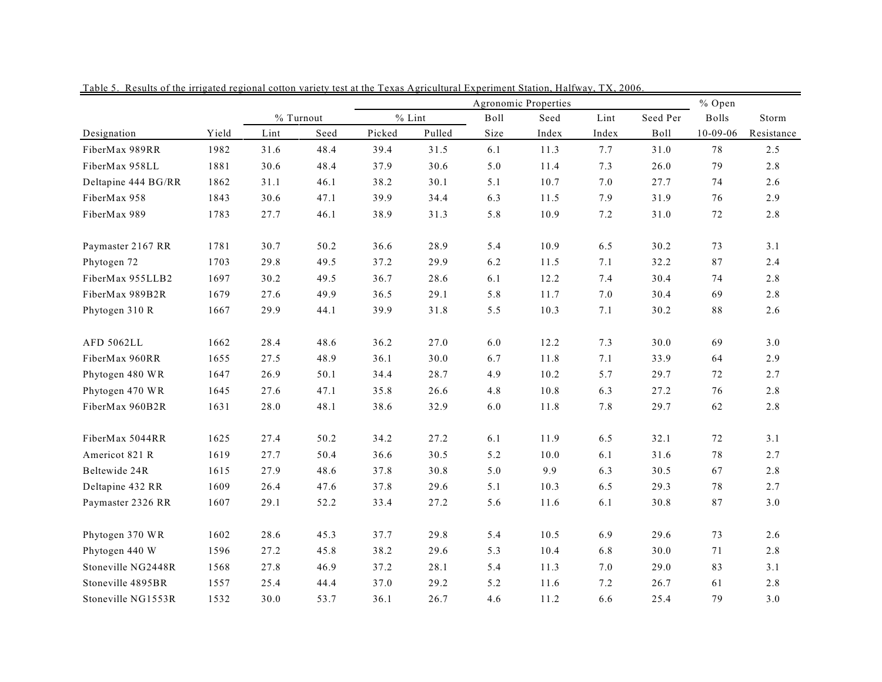Table 5. Results of the irrigated regional cotton variety test at the Texas Agricultural Experiment Station, Halfway, TX, 2006.

| | | % Turnout | | Agronomic Properties | | | | | | % Open | |
|---|---|---|---|---|---|---|---|---|---|---|---|
| | | | | % Lint | | Boll | Seed | Lint | Seed Per | Bolls | Storm |
| Designation | Yield | Lint | Seed | Picked | Pulled | Size | Index | Index | Boll | 10-09-06 | Resistance |
| FiberMax 989RR | 1982 | 31.6 | 48.4 | 39.4 | 31.5 | 6.1 | 11.3 | 7.7 | 31.0 | 78 | 2.5 |
| FiberMax 958LL | 1881 | 30.6 | 48.4 | 37.9 | 30.6 | 5.0 | 11.4 | 7.3 | 26.0 | 79 | 2.8 |
| Deltapine 444 BG/RR | 1862 | 31.1 | 46.1 | 38.2 | 30.1 | 5.1 | 10.7 | 7.0 | 27.7 | 74 | 2.6 |
| FiberMax 958 | 1843 | 30.6 | 47.1 | 39.9 | 34.4 | 6.3 | 11.5 | 7.9 | 31.9 | 76 | 2.9 |
| FiberMax 989 | 1783 | 27.7 | 46.1 | 38.9 | 31.3 | 5.8 | 10.9 | 7.2 | 31.0 | 72 | 2.8 |
| Paymaster 2167 RR | 1781 | 30.7 | 50.2 | 36.6 | 28.9 | 5.4 | 10.9 | 6.5 | 30.2 | 73 | 3.1 |
| Phytogen 72 | 1703 | 29.8 | 49.5 | 37.2 | 29.9 | 6.2 | 11.5 | 7.1 | 32.2 | 87 | 2.4 |
| FiberMax 955LLB2 | 1697 | 30.2 | 49.5 | 36.7 | 28.6 | 6.1 | 12.2 | 7.4 | 30.4 | 74 | 2.8 |
| FiberMax 989B2R | 1679 | 27.6 | 49.9 | 36.5 | 29.1 | 5.8 | 11.7 | 7.0 | 30.4 | 69 | 2.8 |
| Phytogen 310 R | 1667 | 29.9 | 44.1 | 39.9 | 31.8 | 5.5 | 10.3 | 7.1 | 30.2 | 88 | 2.6 |
| AFD 5062LL | 1662 | 28.4 | 48.6 | 36.2 | 27.0 | 6.0 | 12.2 | 7.3 | 30.0 | 69 | 3.0 |
| FiberMax 960RR | 1655 | 27.5 | 48.9 | 36.1 | 30.0 | 6.7 | 11.8 | 7.1 | 33.9 | 64 | 2.9 |
| Phytogen 480 WR | 1647 | 26.9 | 50.1 | 34.4 | 28.7 | 4.9 | 10.2 | 5.7 | 29.7 | 72 | 2.7 |
| Phytogen 470 WR | 1645 | 27.6 | 47.1 | 35.8 | 26.6 | 4.8 | 10.8 | 6.3 | 27.2 | 76 | 2.8 |
| FiberMax 960B2R | 1631 | 28.0 | 48.1 | 38.6 | 32.9 | 6.0 | 11.8 | 7.8 | 29.7 | 62 | 2.8 |
| FiberMax 5044RR | 1625 | 27.4 | 50.2 | 34.2 | 27.2 | 6.1 | 11.9 | 6.5 | 32.1 | 72 | 3.1 |
| Americot 821 R | 1619 | 27.7 | 50.4 | 36.6 | 30.5 | 5.2 | 10.0 | 6.1 | 31.6 | 78 | 2.7 |
| Beltewide 24R | 1615 | 27.9 | 48.6 | 37.8 | 30.8 | 5.0 | 9.9 | 6.3 | 30.5 | 67 | 2.8 |
| Deltapine 432 RR | 1609 | 26.4 | 47.6 | 37.8 | 29.6 | 5.1 | 10.3 | 6.5 | 29.3 | 78 | 2.7 |
| Paymaster 2326 RR | 1607 | 29.1 | 52.2 | 33.4 | 27.2 | 5.6 | 11.6 | 6.1 | 30.8 | 87 | 3.0 |
| Phytogen 370 WR | 1602 | 28.6 | 45.3 | 37.7 | 29.8 | 5.4 | 10.5 | 6.9 | 29.6 | 73 | 2.6 |
| Phytogen 440 W | 1596 | 27.2 | 45.8 | 38.2 | 29.6 | 5.3 | 10.4 | 6.8 | 30.0 | 71 | 2.8 |
| Stoneville NG2448R | 1568 | 27.8 | 46.9 | 37.2 | 28.1 | 5.4 | 11.3 | 7.0 | 29.0 | 83 | 3.1 |
| Stoneville 4895BR | 1557 | 25.4 | 44.4 | 37.0 | 29.2 | 5.2 | 11.6 | 7.2 | 26.7 | 61 | 2.8 |
| Stoneville NG1553R | 1532 | 30.0 | 53.7 | 36.1 | 26.7 | 4.6 | 11.2 | 6.6 | 25.4 | 79 | 3.0 |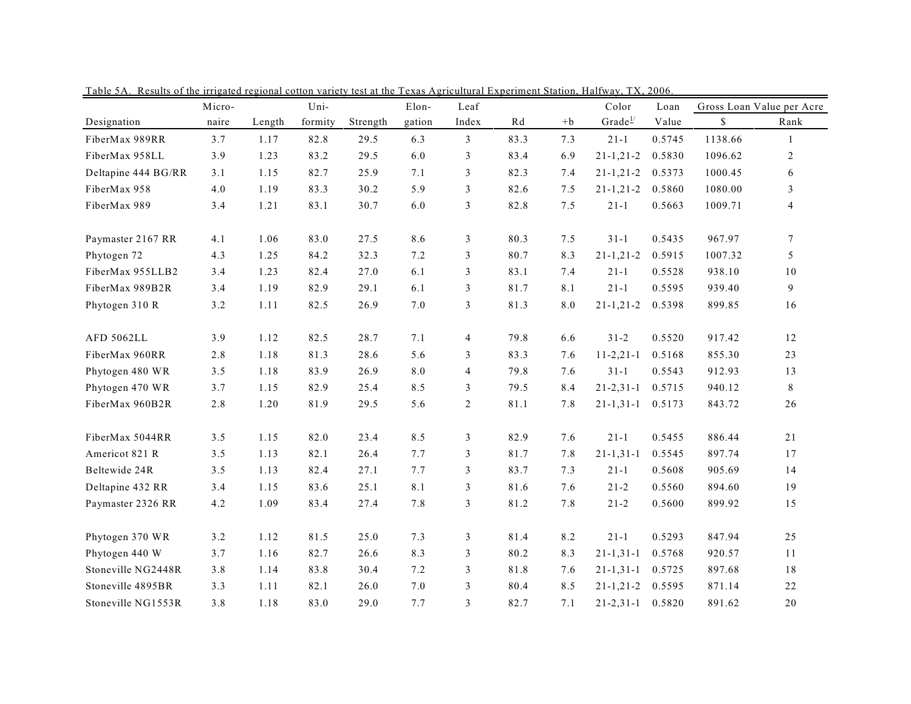Table 5A. Results of the irrigated regional cotton variety test at the Texas Agricultural Experiment Station, Halfway, TX, 2006.

| Designation | Micro-naire | Length | Uni-formity | Strength | Elon-gation | Leaf Index | Rd | +b | Color Grade[1/] | Loan Value | Gross Loan Value per Acre | |
|---|---|---|---|---|---|---|---|---|---|---|---|---|
| | | | | | | | | | | | $ | Rank |
| FiberMax 989RR | 3.7 | 1.17 | 82.8 | 29.5 | 6.3 | 3 | 83.3 | 7.3 | 21-1 | 0.5745 | 1138.66 | 1 |
| FiberMax 958LL | 3.9 | 1.23 | 83.2 | 29.5 | 6.0 | 3 | 83.4 | 6.9 | 21-1,21-2 | 0.5830 | 1096.62 | 2 |
| Deltapine 444 BG/RR | 3.1 | 1.15 | 82.7 | 25.9 | 7.1 | 3 | 82.3 | 7.4 | 21-1,21-2 | 0.5373 | 1000.45 | 6 |
| FiberMax 958 | 4.0 | 1.19 | 83.3 | 30.2 | 5.9 | 3 | 82.6 | 7.5 | 21-1,21-2 | 0.5860 | 1080.00 | 3 |
| FiberMax 989 | 3.4 | 1.21 | 83.1 | 30.7 | 6.0 | 3 | 82.8 | 7.5 | 21-1 | 0.5663 | 1009.71 | 4 |
| Paymaster 2167 RR | 4.1 | 1.06 | 83.0 | 27.5 | 8.6 | 3 | 80.3 | 7.5 | 31-1 | 0.5435 | 967.97 | 7 |
| Phytogen 72 | 4.3 | 1.25 | 84.2 | 32.3 | 7.2 | 3 | 80.7 | 8.3 | 21-1,21-2 | 0.5915 | 1007.32 | 5 |
| FiberMax 955LLB2 | 3.4 | 1.23 | 82.4 | 27.0 | 6.1 | 3 | 83.1 | 7.4 | 21-1 | 0.5528 | 938.10 | 10 |
| FiberMax 989B2R | 3.4 | 1.19 | 82.9 | 29.1 | 6.1 | 3 | 81.7 | 8.1 | 21-1 | 0.5595 | 939.40 | 9 |
| Phytogen 310 R | 3.2 | 1.11 | 82.5 | 26.9 | 7.0 | 3 | 81.3 | 8.0 | 21-1,21-2 | 0.5398 | 899.85 | 16 |
| AFD 5062LL | 3.9 | 1.12 | 82.5 | 28.7 | 7.1 | 4 | 79.8 | 6.6 | 31-2 | 0.5520 | 917.42 | 12 |
| FiberMax 960RR | 2.8 | 1.18 | 81.3 | 28.6 | 5.6 | 3 | 83.3 | 7.6 | 11-2,21-1 | 0.5168 | 855.30 | 23 |
| Phytogen 480 WR | 3.5 | 1.18 | 83.9 | 26.9 | 8.0 | 4 | 79.8 | 7.6 | 31-1 | 0.5543 | 912.93 | 13 |
| Phytogen 470 WR | 3.7 | 1.15 | 82.9 | 25.4 | 8.5 | 3 | 79.5 | 8.4 | 21-2,31-1 | 0.5715 | 940.12 | 8 |
| FiberMax 960B2R | 2.8 | 1.20 | 81.9 | 29.5 | 5.6 | 2 | 81.1 | 7.8 | 21-1,31-1 | 0.5173 | 843.72 | 26 |
| FiberMax 5044RR | 3.5 | 1.15 | 82.0 | 23.4 | 8.5 | 3 | 82.9 | 7.6 | 21-1 | 0.5455 | 886.44 | 21 |
| Americot 821 R | 3.5 | 1.13 | 82.1 | 26.4 | 7.7 | 3 | 81.7 | 7.8 | 21-1,31-1 | 0.5545 | 897.74 | 17 |
| Beltewide 24R | 3.5 | 1.13 | 82.4 | 27.1 | 7.7 | 3 | 83.7 | 7.3 | 21-1 | 0.5608 | 905.69 | 14 |
| Deltapine 432 RR | 3.4 | 1.15 | 83.6 | 25.1 | 8.1 | 3 | 81.6 | 7.6 | 21-2 | 0.5560 | 894.60 | 19 |
| Paymaster 2326 RR | 4.2 | 1.09 | 83.4 | 27.4 | 7.8 | 3 | 81.2 | 7.8 | 21-2 | 0.5600 | 899.92 | 15 |
| Phytogen 370 WR | 3.2 | 1.12 | 81.5 | 25.0 | 7.3 | 3 | 81.4 | 8.2 | 21-1 | 0.5293 | 847.94 | 25 |
| Phytogen 440 W | 3.7 | 1.16 | 82.7 | 26.6 | 8.3 | 3 | 80.2 | 8.3 | 21-1,31-1 | 0.5768 | 920.57 | 11 |
| Stoneville NG2448R | 3.8 | 1.14 | 83.8 | 30.4 | 7.2 | 3 | 81.8 | 7.6 | 21-1,31-1 | 0.5725 | 897.68 | 18 |
| Stoneville 4895BR | 3.3 | 1.11 | 82.1 | 26.0 | 7.0 | 3 | 80.4 | 8.5 | 21-1,21-2 | 0.5595 | 871.14 | 22 |
| Stoneville NG1553R | 3.8 | 1.18 | 83.0 | 29.0 | 7.7 | 3 | 82.7 | 7.1 | 21-2,31-1 | 0.5820 | 891.62 | 20 |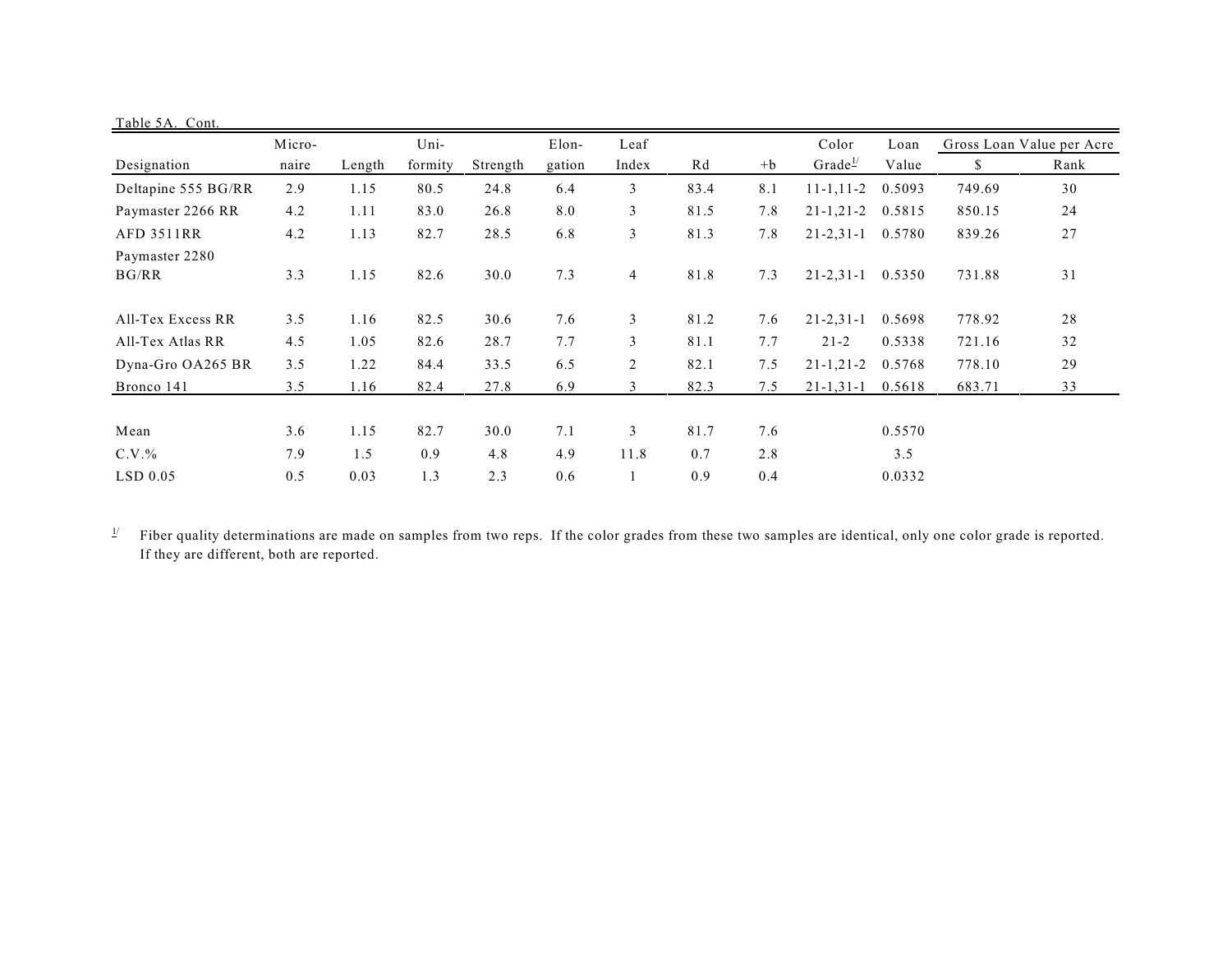Table 5A. Cont.

| Designation | Micro-naire | Length | Uni-formity | Strength | Elon-gation | Leaf Index | Rd | +b | Color Grade[1/] | Loan Value | Gross Loan Value per Acre | |
|---|---|---|---|---|---|---|---|---|---|---|---|---|
| | | | | | | | | | | | $ | Rank |
| Deltapine 555 BG/RR | 2.9 | 1.15 | 80.5 | 24.8 | 6.4 | 3 | 83.4 | 8.1 | 11-1,11-2 | 0.5093 | 749.69 | 30 |
| Paymaster 2266 RR | 4.2 | 1.11 | 83.0 | 26.8 | 8.0 | 3 | 81.5 | 7.8 | 21-1,21-2 | 0.5815 | 850.15 | 24 |
| AFD 3511RR | 4.2 | 1.13 | 82.7 | 28.5 | 6.8 | 3 | 81.3 | 7.8 | 21-2,31-1 | 0.5780 | 839.26 | 27 |
| Paymaster 2280 BG/RR | 3.3 | 1.15 | 82.6 | 30.0 | 7.3 | 4 | 81.8 | 7.3 | 21-2,31-1 | 0.5350 | 731.88 | 31 |
| All-Tex Excess RR | 3.5 | 1.16 | 82.5 | 30.6 | 7.6 | 3 | 81.2 | 7.6 | 21-2,31-1 | 0.5698 | 778.92 | 28 |
| All-Tex Atlas RR | 4.5 | 1.05 | 82.6 | 28.7 | 7.7 | 3 | 81.1 | 7.7 | 21-2 | 0.5338 | 721.16 | 32 |
| Dyna-Gro OA265 BR | 3.5 | 1.22 | 84.4 | 33.5 | 6.5 | 2 | 82.1 | 7.5 | 21-1,21-2 | 0.5768 | 778.10 | 29 |
| Bronco 141 | 3.5 | 1.16 | 82.4 | 27.8 | 6.9 | 3 | 82.3 | 7.5 | 21-1,31-1 | 0.5618 | 683.71 | 33 |
| Mean | 3.6 | 1.15 | 82.7 | 30.0 | 7.1 | 3 | 81.7 | 7.6 | | 0.5570 | | |
| C.V.% | 7.9 | 1.5 | 0.9 | 4.8 | 4.9 | 11.8 | 0.7 | 2.8 | | 3.5 | | |
| LSD 0.05 | 0.5 | 0.03 | 1.3 | 2.3 | 0.6 | 1 | 0.9 | 0.4 | | 0.0332 | | |

[1/] Fiber quality determinations are made on samples from two reps. If the color grades from these two samples are identical, only one color grade is reported. If they are different, both are reported.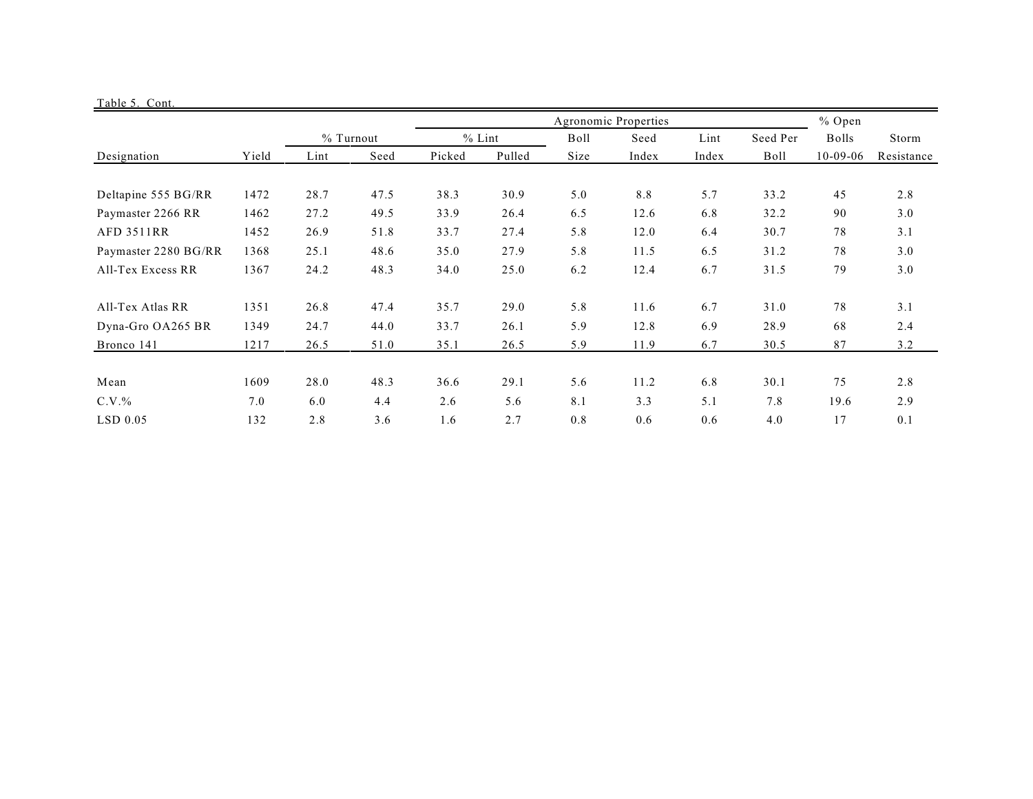Table 5. Cont.

| Designation | Yield | % Turnout | | Agronomic Properties | | | | | | % Open | Storm |
|---|---|---|---|---|---|---|---|---|---|---|---|
| | | Lint | Seed | % Lint | | Boll | Seed | Lint | Seed Per | Bolls | Resistance |
| | | | | Picked | Pulled | Size | Index | Index | Boll | 10-09-06 | |
| Deltapine 555 BG/RR | 1472 | 28.7 | 47.5 | 38.3 | 30.9 | 5.0 | 8.8 | 5.7 | 33.2 | 45 | 2.8 |
| Paymaster 2266 RR | 1462 | 27.2 | 49.5 | 33.9 | 26.4 | 6.5 | 12.6 | 6.8 | 32.2 | 90 | 3.0 |
| AFD 3511RR | 1452 | 26.9 | 51.8 | 33.7 | 27.4 | 5.8 | 12.0 | 6.4 | 30.7 | 78 | 3.1 |
| Paymaster 2280 BG/RR | 1368 | 25.1 | 48.6 | 35.0 | 27.9 | 5.8 | 11.5 | 6.5 | 31.2 | 78 | 3.0 |
| All-Tex Excess RR | 1367 | 24.2 | 48.3 | 34.0 | 25.0 | 6.2 | 12.4 | 6.7 | 31.5 | 79 | 3.0 |
| All-Tex Atlas RR | 1351 | 26.8 | 47.4 | 35.7 | 29.0 | 5.8 | 11.6 | 6.7 | 31.0 | 78 | 3.1 |
| Dyna-Gro OA265 BR | 1349 | 24.7 | 44.0 | 33.7 | 26.1 | 5.9 | 12.8 | 6.9 | 28.9 | 68 | 2.4 |
| Bronco 141 | 1217 | 26.5 | 51.0 | 35.1 | 26.5 | 5.9 | 11.9 | 6.7 | 30.5 | 87 | 3.2 |
| Mean | 1609 | 28.0 | 48.3 | 36.6 | 29.1 | 5.6 | 11.2 | 6.8 | 30.1 | 75 | 2.8 |
| C.V.% | 7.0 | 6.0 | 4.4 | 2.6 | 5.6 | 8.1 | 3.3 | 5.1 | 7.8 | 19.6 | 2.9 |
| LSD 0.05 | 132 | 2.8 | 3.6 | 1.6 | 2.7 | 0.8 | 0.6 | 0.6 | 4.0 | 17 | 0.1 |